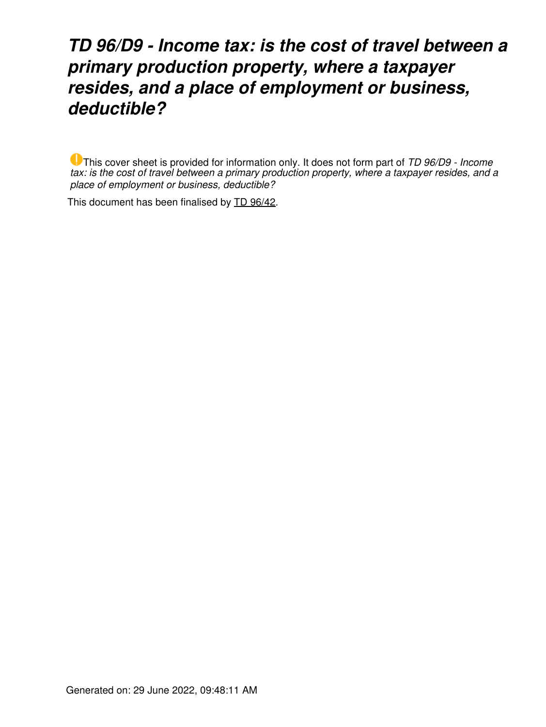# *TD 96/D9 - Income tax: is the cost of travel between a primary production property, where a taxpayer resides, and a place of employment or business, deductible?*

This cover sheet is provided for information only. It does not form part of *TD 96/D9 - Income tax: is the cost of travel between a primary production property, where a taxpayer resides, and a place of employment or business, deductible?*

This document has been finalised by TD 96/42.

Generated on: 29 June 2022, 09:48:11 AM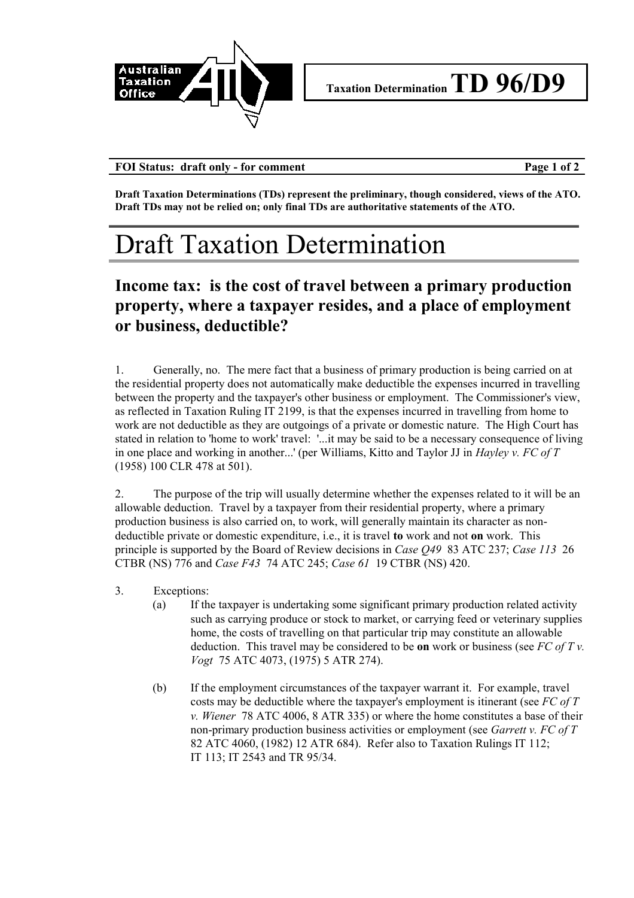**Taxation Determination TD 96/D9**

**FOI Status: draft only - for comment**

**Draft Taxation Determinations (TDs) represent the preliminary, though considered, views of the ATO. Draft TDs may not be relied on; only final TDs are authoritative statements of the ATO.**

# Draft Taxation Determination

## Income tax: is the cost of travel between a primary production property, where a taxpayer resides, and a place of employment or business, deductible?

1. Generally, no. The mere fact that a business of primary production is being carried on at the residential property does not automatically make deductible the expenses incurred in travelling between the property and the taxpayer's other business or employment. The Commissioner's view, as reflected in Taxation Ruling IT 2199, is that the expenses incurred in travelling from home to work are not deductible as they are outgoings of a private or domestic nature. The High Court has stated in relation to 'home to work' travel: '...it may be said to be a necessary consequence of living in one place and working in another...' (per Williams, Kitto and Taylor JJ in *Hayley v. FC of T* (1958) 100 CLR 478 at 501).

2. The purpose of the trip will usually determine whether the expenses related to it will be an allowable deduction. Travel by a taxpayer from their residential property, where a primary production business is also carried on, to work, will generally maintain its character as non-deductible private or domestic expenditure, i.e., it is travel **to** work and not **on** work. This principle is supported by the Board of Review decisions in *Case Q49* 83 ATC 237; *Case 113* 26 CTBR (NS) 776 and *Case F43* 74 ATC 245; *Case 61* 19 CTBR (NS) 420.

3. Exceptions:

   (a) If the taxpayer is undertaking some significant primary production related activity such as carrying produce or stock to market, or carrying feed or veterinary supplies home, the costs of travelling on that particular trip may constitute an allowable deduction. This travel may be considered to be **on** work or business (see *FC of T v. Vogt* 75 ATC 4073, (1975) 5 ATR 274).

   (b) If the employment circumstances of the taxpayer warrant it. For example, travel costs may be deductible where the taxpayer's employment is itinerant (see *FC of T v. Wiener* 78 ATC 4006, 8 ATR 335) or where the home constitutes a base of their non-primary production business activities or employment (see *Garrett v. FC of T* 82 ATC 4060, (1982) 12 ATR 684). Refer also to Taxation Rulings IT 112; IT 113; IT 2543 and TR 95/34.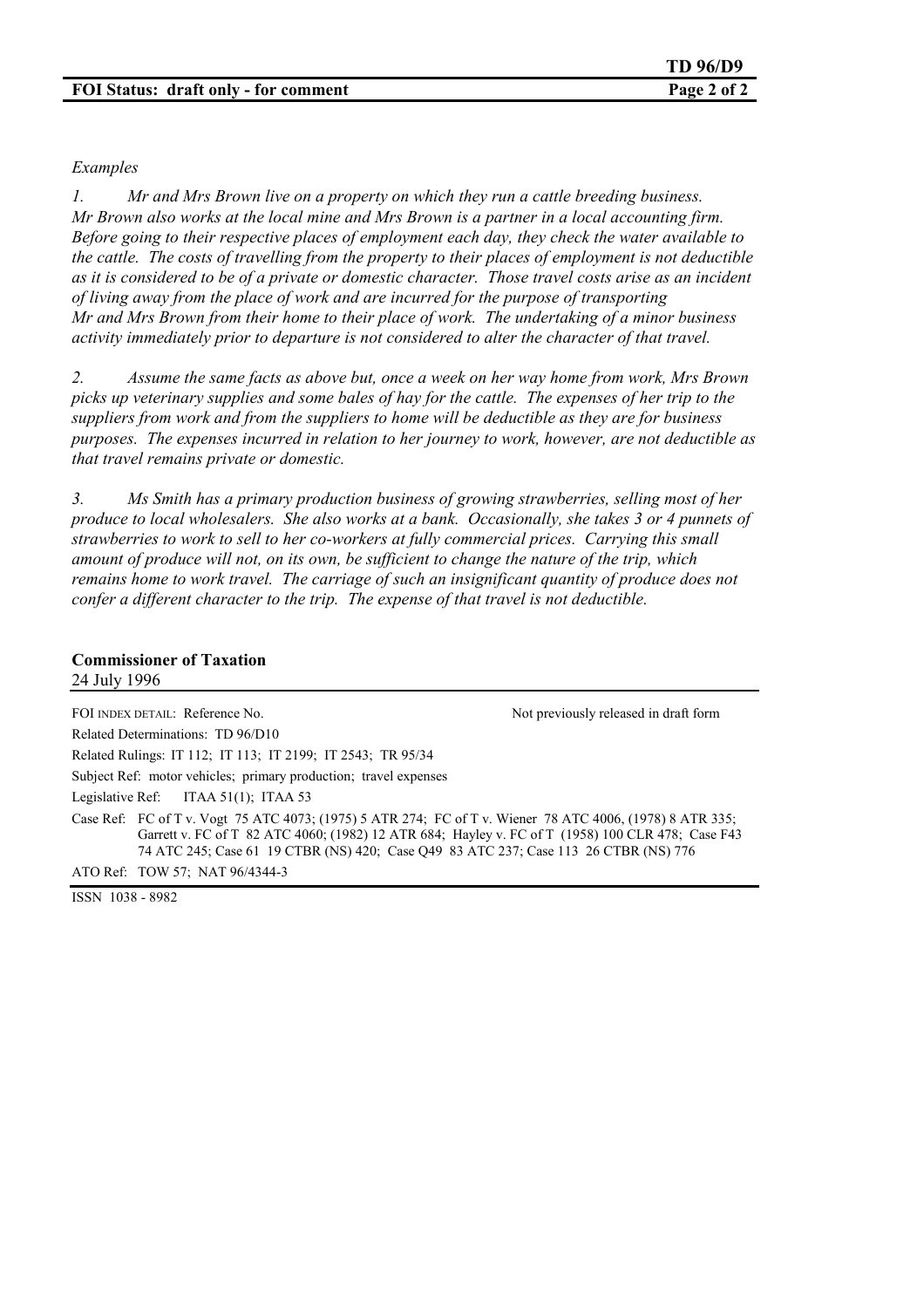*Examples*

*1. Mr and Mrs Brown live on a property on which they run a cattle breeding business. Mr Brown also works at the local mine and Mrs Brown is a partner in a local accounting firm. Before going to their respective places of employment each day, they check the water available to the cattle. The costs of travelling from the property to their places of employment is not deductible as it is considered to be of a private or domestic character. Those travel costs arise as an incident of living away from the place of work and are incurred for the purpose of transporting Mr and Mrs Brown from their home to their place of work. The undertaking of a minor business activity immediately prior to departure is not considered to alter the character of that travel.*

*2. Assume the same facts as above but, once a week on her way home from work, Mrs Brown picks up veterinary supplies and some bales of hay for the cattle. The expenses of her trip to the suppliers from work and from the suppliers to home will be deductible as they are for business purposes. The expenses incurred in relation to her journey to work, however, are not deductible as that travel remains private or domestic.*

*3. Ms Smith has a primary production business of growing strawberries, selling most of her produce to local wholesalers. She also works at a bank. Occasionally, she takes 3 or 4 punnets of strawberries to work to sell to her co-workers at fully commercial prices. Carrying this small amount of produce will not, on its own, be sufficient to change the nature of the trip, which remains home to work travel. The carriage of such an insignificant quantity of produce does not confer a different character to the trip. The expense of that travel is not deductible.*

**Commissioner of Taxation**
24 July 1996

FOI INDEX DETAIL: Reference No. Not previously released in draft form

Related Determinations: TD 96/D10

Related Rulings: IT 112; IT 113; IT 2199; IT 2543; TR 95/34

Subject Ref: motor vehicles; primary production; travel expenses

Legislative Ref: ITAA 51(1); ITAA 53

Case Ref: FC of T v. Vogt 75 ATC 4073; (1975) 5 ATR 274; FC of T v. Wiener 78 ATC 4006, (1978) 8 ATR 335; Garrett v. FC of T 82 ATC 4060; (1982) 12 ATR 684; Hayley v. FC of T (1958) 100 CLR 478; Case F43 74 ATC 245; Case 61 19 CTBR (NS) 420; Case Q49 83 ATC 237; Case 113 26 CTBR (NS) 776

ATO Ref: TOW 57; NAT 96/4344-3

ISSN 1038 - 8982